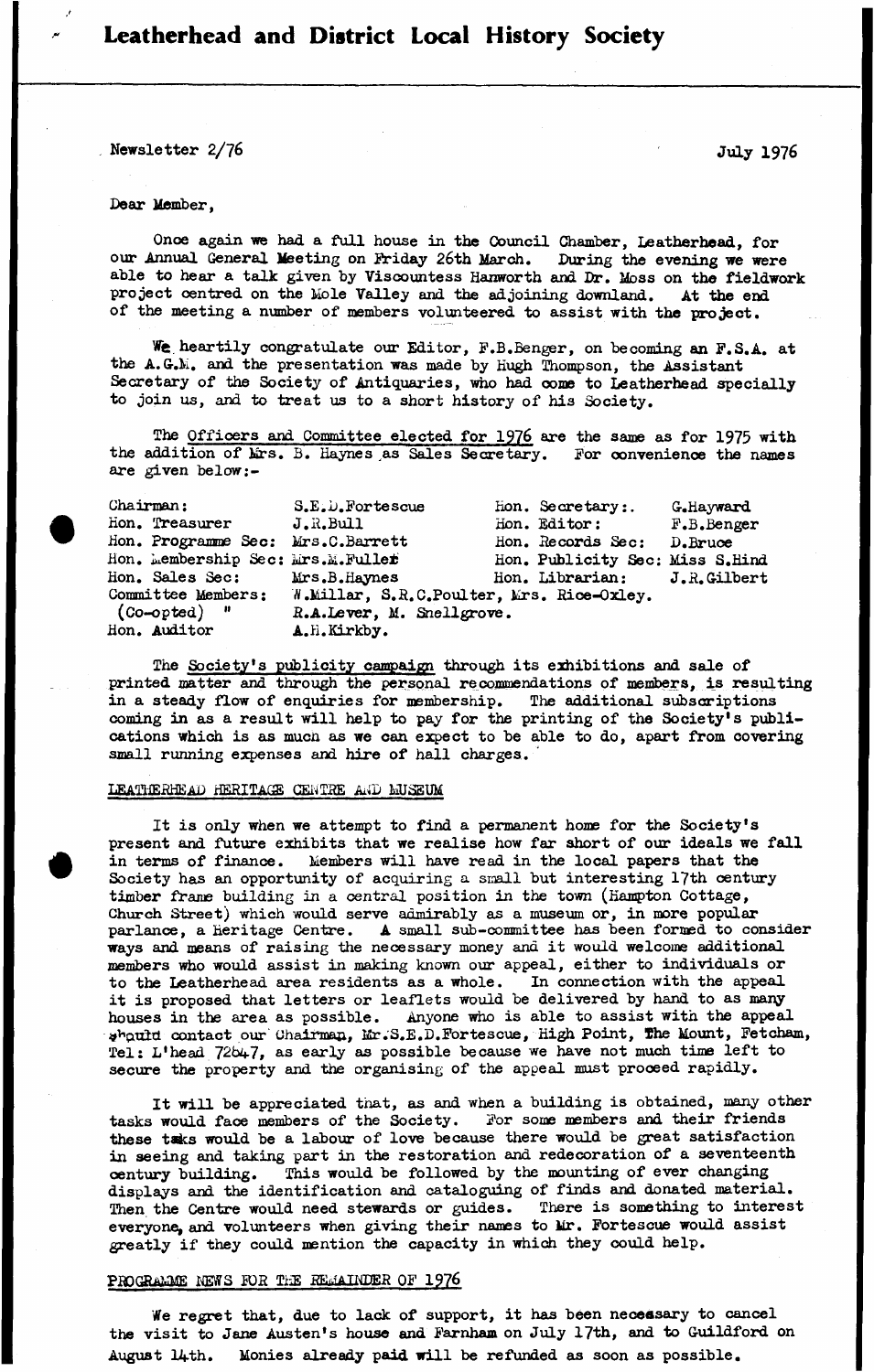# Leatherhead and District Local History Society

Newsletter 2/76

July 1976

Dear Member,

Once again we had a full house in the Council Chamber, Leatherhead, for our Annual General Meeting on Friday 26th March. During the evening we were able to hear a talk given by Viscountess Hanworth and Dr. Moss on the fieldwork project centred on the Mole Valley and the adjoining downland. At the end of the meeting a number of members volunteered to assist with the project.

We heartily congratulate our Editor, F.B.Benger, on becoming an F.S.A. at the A.G.M. and the presentation was made by Hugh Thompson, the Assistant Secretary of the Society of Antiquaries, who had come to Leatherhead specially to join us, and to treat us to a short history of his Society.

The Officers and Committee elected for 1976 are the same as for 1975 with the addition of Mrs. B. Haynes as Sales Secretary. For convenience the names are given below:-

| | | | |
|---|---|---|---|
| Chairman: | S.E.D.Fortescue | Hon. Secretary:. | G.Hayward |
| Hon. Treasurer | J.R.Bull | Hon. Editor: | F.B.Benger |
| Hon. Programme Sec: | Mrs.C.Barrett | Hon. Records Sec: | D.Bruce |
| Hon. Membership Sec: | Mrs.M.Fuller | Hon. Publicity Sec: | Miss S.Hind |
| Hon. Sales Sec: | Mrs.B.Haynes | Hon. Librarian: | J.R.Gilbert |
| Committee Members: | W.Millar, S.R.C.Poulter, Mrs. Rice-Oxley. | | |
| (Co-opted) " | R.A.Lever, M. Snellgrove. | | |
| Hon. Auditor | A.H.Kirkby. | | |

The Society's publicity campaign through its exhibitions and sale of printed matter and through the personal recommendations of members, is resulting in a steady flow of enquiries for membership. The additional subscriptions coming in as a result will help to pay for the printing of the Society's publications which is as much as we can expect to be able to do, apart from covering small running expenses and hire of hall charges.

## LEATHERHEAD HERITAGE CENTRE AND MUSEUM

It is only when we attempt to find a permanent home for the Society's present and future exhibits that we realise how far short of our ideals we fall in terms of finance. Members will have read in the local papers that the Society has an opportunity of acquiring a small but interesting 17th century timber frame building in a central position in the town (Hampton Cottage, Church Street) which would serve admirably as a museum or, in more popular parlance, a Heritage Centre. A small sub-committee has been formed to consider ways and means of raising the necessary money and it would welcome additional members who would assist in making known our appeal, either to individuals or to the Leatherhead area residents as a whole. In connection with the appeal it is proposed that letters or leaflets would be delivered by hand to as many houses in the area as possible. Anyone who is able to assist with the appeal should contact our Chairman, Mr.S.E.D.Fortescue, High Point, The Mount, Fetcham, Tel: L'head 72647, as early as possible because we have not much time left to secure the property and the organising of the appeal must proceed rapidly.

It will be appreciated that, as and when a building is obtained, many other tasks would face members of the Society. For some members and their friends these tasks would be a labour of love because there would be great satisfaction in seeing and taking part in the restoration and redecoration of a seventeenth century building. This would be followed by the mounting of ever changing displays and the identification and cataloguing of finds and donated material. Then the Centre would need stewards or guides. There is something to interest everyone, and volunteers when giving their names to Mr. Fortescue would assist greatly if they could mention the capacity in which they could help.

## PROGRAMME NEWS FOR THE REMAINDER OF 1976

We regret that, due to lack of support, it has been necessary to cancel the visit to Jane Austen's house and Farnham on July 17th, and to Guildford on August 14th. Monies already paid will be refunded as soon as possible.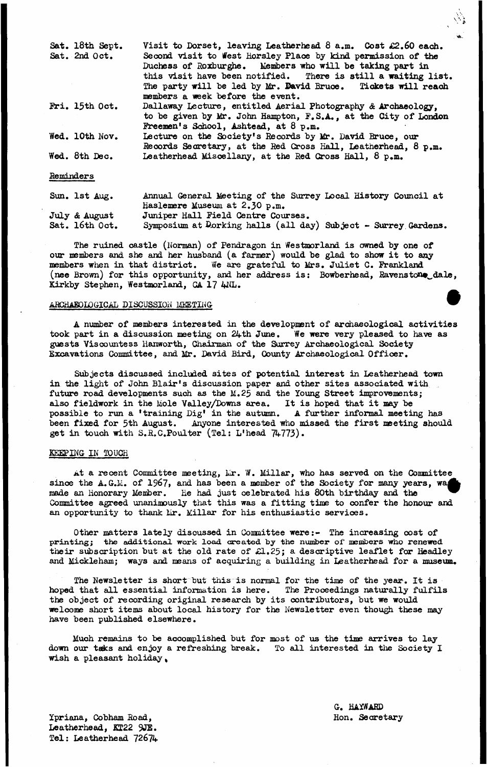| | |
|---|---|
| Sat. 18th Sept. | Visit to Dorset, leaving Leatherhead 8 a.m. Cost £2.60 each. |
| Sat. 2nd Oct. | Second visit to West Horsley Place by kind permission of the Duchess of Roxburghe. Members who will be taking part in this visit have been notified. There is still a waiting list. The party will be led by Mr. David Bruce. Tickets will reach members a week before the event. |
| Fri. 15th Oct. | Dallaway Lecture, entitled Aerial Photography & Archaeology, to be given by Mr. John Hampton, F.S.A., at the City of London Freemen's School, Ashtead, at 8 p.m. |
| Wed. 10th Nov. | Lecture on the Society's Records by Mr. David Bruce, our Records Secretary, at the Red Cross Hall, Leatherhead, 8 p.m. |
| Wed. 8th Dec. | Leatherhead Miscellany, at the Red Cross Hall, 8 p.m. |

Reminders

| | |
|---|---|
| Sun. 1st Aug. | Annual General Meeting of the Surrey Local History Council at Haslemere Museum at 2.30 p.m. |
| July & August | Juniper Hall Field Centre Courses. |
| Sat. 16th Oct. | Symposium at Dorking halls (all day) Subject - Surrey Gardens. |

The ruined castle (Norman) of Pendragon in Westmorland is owned by one of our members and she and her husband (a farmer) would be glad to show it to any members when in that district. We are grateful to Mrs. Juliet C. Frankland (nee Brown) for this opportunity, and her address is: Bowberhead, Ravenstone dale, Kirkby Stephen, Westmorland, CA 17 4NL.

## ARCHAEOLOGICAL DISCUSSION MEETING

A number of members interested in the development of archaeological activities took part in a discussion meeting on 24th June. We were very pleased to have as guests Viscountess Hanworth, Chairman of the Surrey Archaeological Society Excavations Committee, and Mr. David Bird, County Archaeological Officer.

Subjects discussed included sites of potential interest in Leatherhead town in the light of John Blair's discussion paper and other sites associated with future road developments such as the M.25 and the Young Street improvements; also fieldwork in the Mole Valley/Downs area. It is hoped that it may be possible to run a 'training Dig' in the autumn. A further informal meeting has been fixed for 5th August. Anyone interested who missed the first meeting should get in touch with S.R.C.Poulter (Tel: L'head 74773).

## KEEPING IN TOUCH

At a recent Committee meeting, Mr. W. Millar, who has served on the Committee since the A.G.M. of 1967, and has been a member of the Society for many years, was made an Honorary Member. He had just celebrated his 80th birthday and the Committee agreed unanimously that this was a fitting time to confer the honour and an opportunity to thank Mr. Millar for his enthusiastic services.

Other matters lately discussed in Committee were:- The increasing cost of printing; the additional work load created by the number of members who renewed their subscription but at the old rate of £1.25; a descriptive leaflet for Headley and Mickleham; ways and means of acquiring a building in Leatherhead for a museum.

The Newsletter is short but this is normal for the time of the year. It is hoped that all essential information is here. The Proceedings naturally fulfils the object of recording original research by its contributors, but we would welcome short items about local history for the Newsletter even though these may have been published elsewhere.

Much remains to be accomplished but for most of us the time arrives to lay down our tasks and enjoy a refreshing break. To all interested in the Society I wish a pleasant holiday.

G. HAYWARD
Hon. Secretary

Ypriana, Cobham Road,
Leatherhead, KT22 9JE.
Tel: Leatherhead 72674